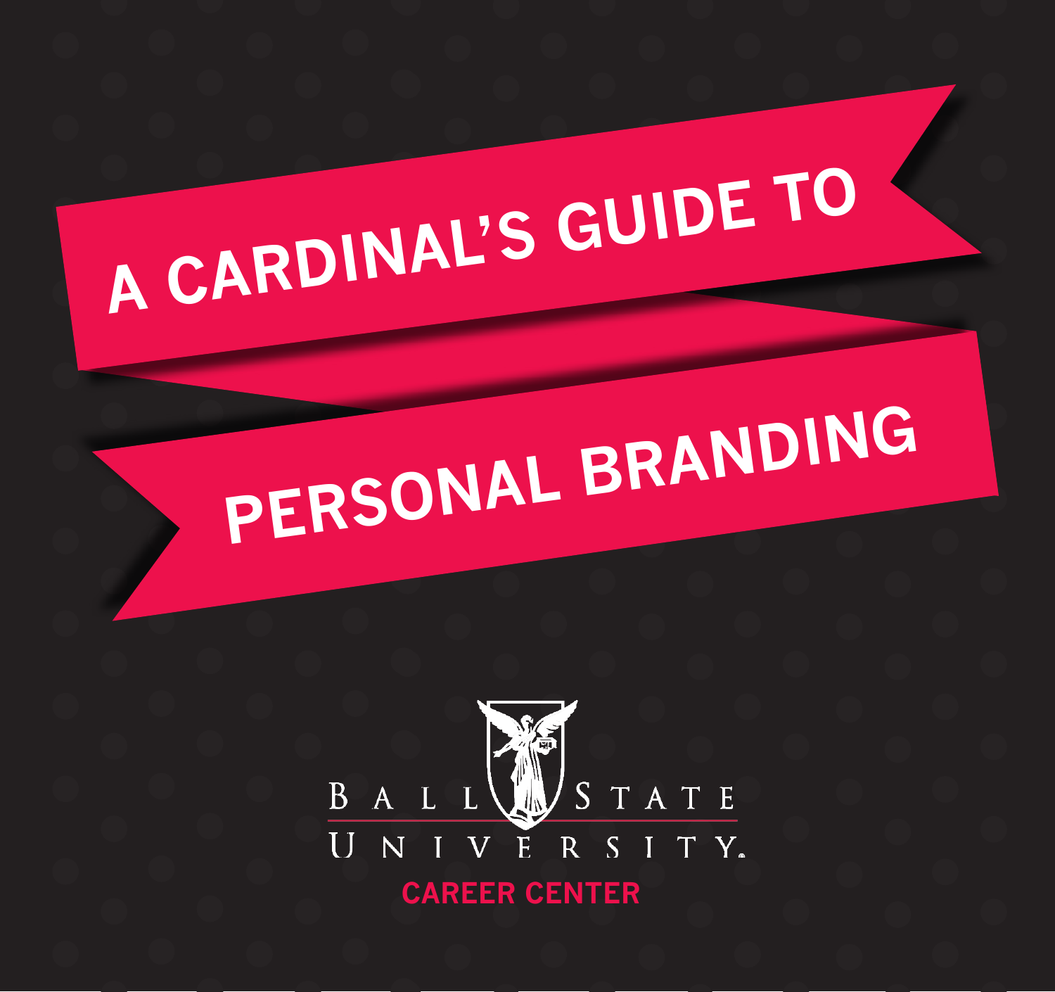# A CARDINAL'S GUIDE TO PERSONAL BRANDING

BALL STATE UNIVERSITY

CAREER CENTER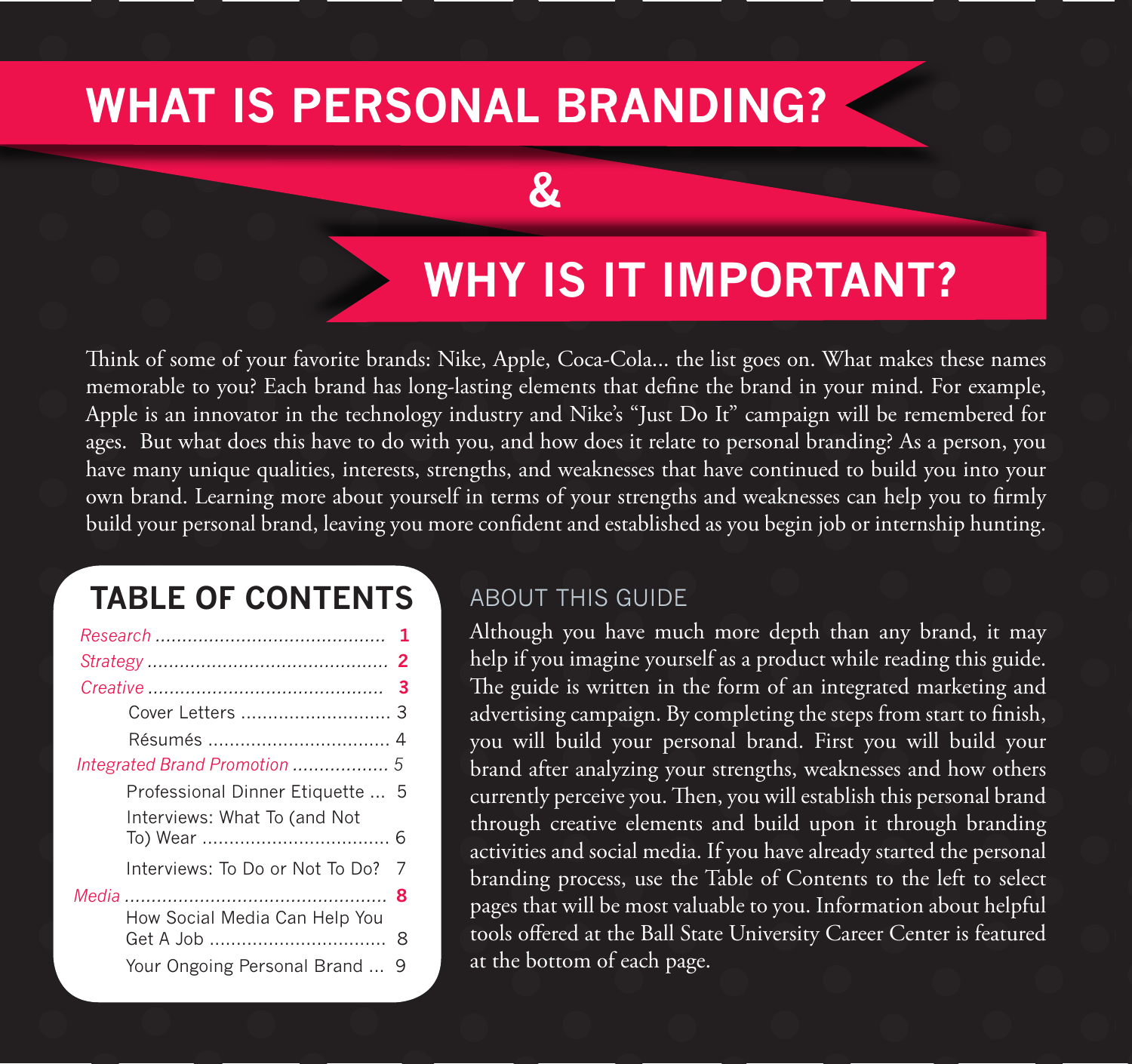# WHAT IS PERSONAL BRANDING? & WHY IS IT IMPORTANT?

Think of some of your favorite brands: Nike, Apple, Coca-Cola... the list goes on. What makes these names memorable to you? Each brand has long-lasting elements that define the brand in your mind. For example, Apple is an innovator in the technology industry and Nike's "Just Do It" campaign will be remembered for ages. But what does this have to do with you, and how does it relate to personal branding? As a person, you have many unique qualities, interests, strengths, and weaknesses that have continued to build you into your own brand. Learning more about yourself in terms of your strengths and weaknesses can help you to firmly build your personal brand, leaving you more confident and established as you begin job or internship hunting.

## TABLE OF CONTENTS

- *Research* ........................................ **1**
- *Strategy* ........................................ **2**
- *Creative* ........................................ **3**
  - Cover Letters ........................................ 3
  - Résumés ........................................ 4
- *Integrated Brand Promotion* ........................................ *5*
  - Professional Dinner Etiquette ... 5
  - Interviews: What To (and Not To) Wear ........................................ 6
  - Interviews: To Do or Not To Do? 7
- *Media* ........................................ **8**
  - How Social Media Can Help You Get A Job ........................................ 8
  - Your Ongoing Personal Brand ... 9

## ABOUT THIS GUIDE

Although you have much more depth than any brand, it may help if you imagine yourself as a product while reading this guide. The guide is written in the form of an integrated marketing and advertising campaign. By completing the steps from start to finish, you will build your personal brand. First you will build your brand after analyzing your strengths, weaknesses and how others currently perceive you. Then, you will establish this personal brand through creative elements and build upon it through branding activities and social media. If you have already started the personal branding process, use the Table of Contents to the left to select pages that will be most valuable to you. Information about helpful tools offered at the Ball State University Career Center is featured at the bottom of each page.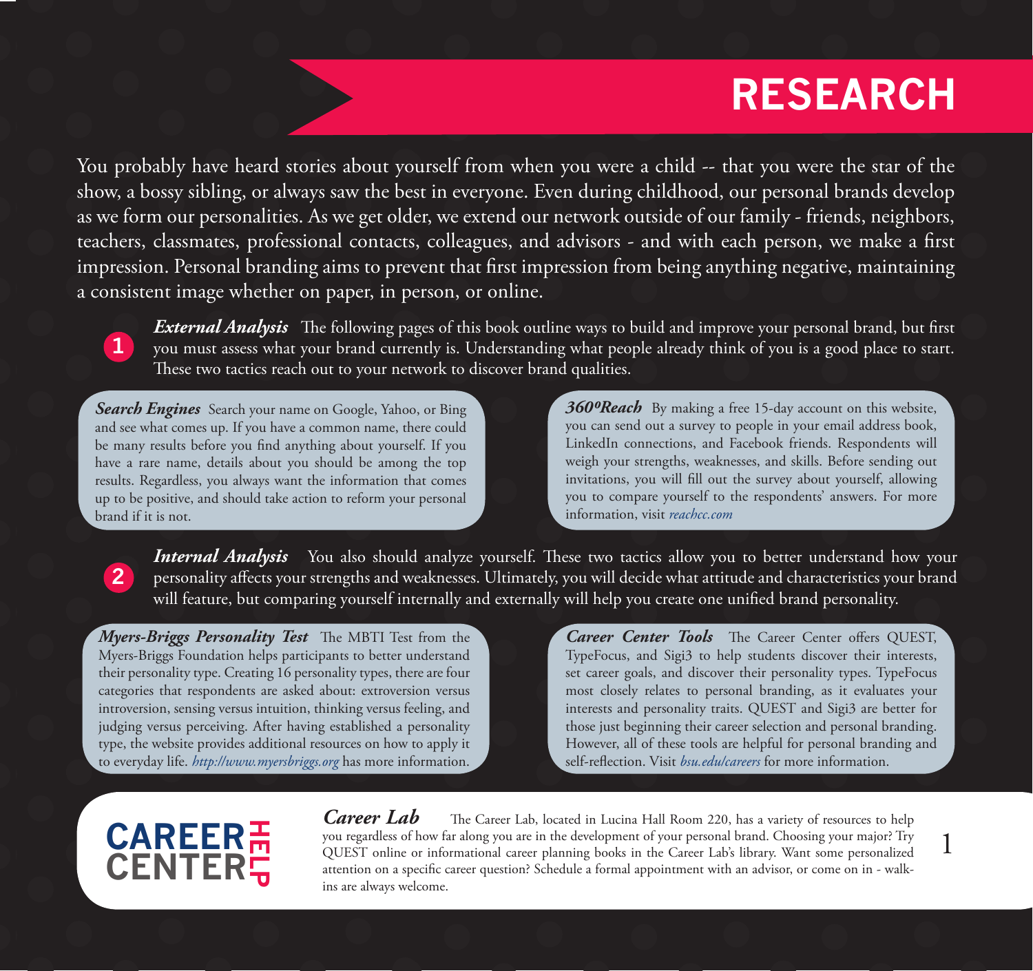# RESEARCH

You probably have heard stories about yourself from when you were a child -- that you were the star of the show, a bossy sibling, or always saw the best in everyone. Even during childhood, our personal brands develop as we form our personalities. As we get older, we extend our network outside of our family - friends, neighbors, teachers, classmates, professional contacts, colleagues, and advisors - and with each person, we make a first impression. Personal branding aims to prevent that first impression from being anything negative, maintaining a consistent image whether on paper, in person, or online.

## 1 *External Analysis*

The following pages of this book outline ways to build and improve your personal brand, but first you must assess what your brand currently is. Understanding what people already think of you is a good place to start. These two tactics reach out to your network to discover brand qualities.

***Search Engines*** Search your name on Google, Yahoo, or Bing and see what comes up. If you have a common name, there could be many results before you find anything about yourself. If you have a rare name, details about you should be among the top results. Regardless, you always want the information that comes up to be positive, and should take action to reform your personal brand if it is not.

***360ºReach*** By making a free 15-day account on this website, you can send out a survey to people in your email address book, LinkedIn connections, and Facebook friends. Respondents will weigh your strengths, weaknesses, and skills. Before sending out invitations, you will fill out the survey about yourself, allowing you to compare yourself to the respondents' answers. For more information, visit *reachcc.com*

## 2 *Internal Analysis*

You also should analyze yourself. These two tactics allow you to better understand how your personality affects your strengths and weaknesses. Ultimately, you will decide what attitude and characteristics your brand will feature, but comparing yourself internally and externally will help you create one unified brand personality.

***Myers-Briggs Personality Test*** The MBTI Test from the Myers-Briggs Foundation helps participants to better understand their personality type. Creating 16 personality types, there are four categories that respondents are asked about: extroversion versus introversion, sensing versus intuition, thinking versus feeling, and judging versus perceiving. After having established a personality type, the website provides additional resources on how to apply it to everyday life. *http://www.myersbriggs.org* has more information.

***Career Center Tools*** The Career Center offers QUEST, TypeFocus, and Sigi3 to help students discover their interests, set career goals, and discover their personality types. TypeFocus most closely relates to personal branding, as it evaluates your interests and personality traits. QUEST and Sigi3 are better for those just beginning their career selection and personal branding. However, all of these tools are helpful for personal branding and self-reflection. Visit *bsu.edu/careers* for more information.

CAREER CENTER HELP

***Career Lab*** The Career Lab, located in Lucina Hall Room 220, has a variety of resources to help you regardless of how far along you are in the development of your personal brand. Choosing your major? Try QUEST online or informational career planning books in the Career Lab's library. Want some personalized attention on a specific career question? Schedule a formal appointment with an advisor, or come on in - walk-ins are always welcome.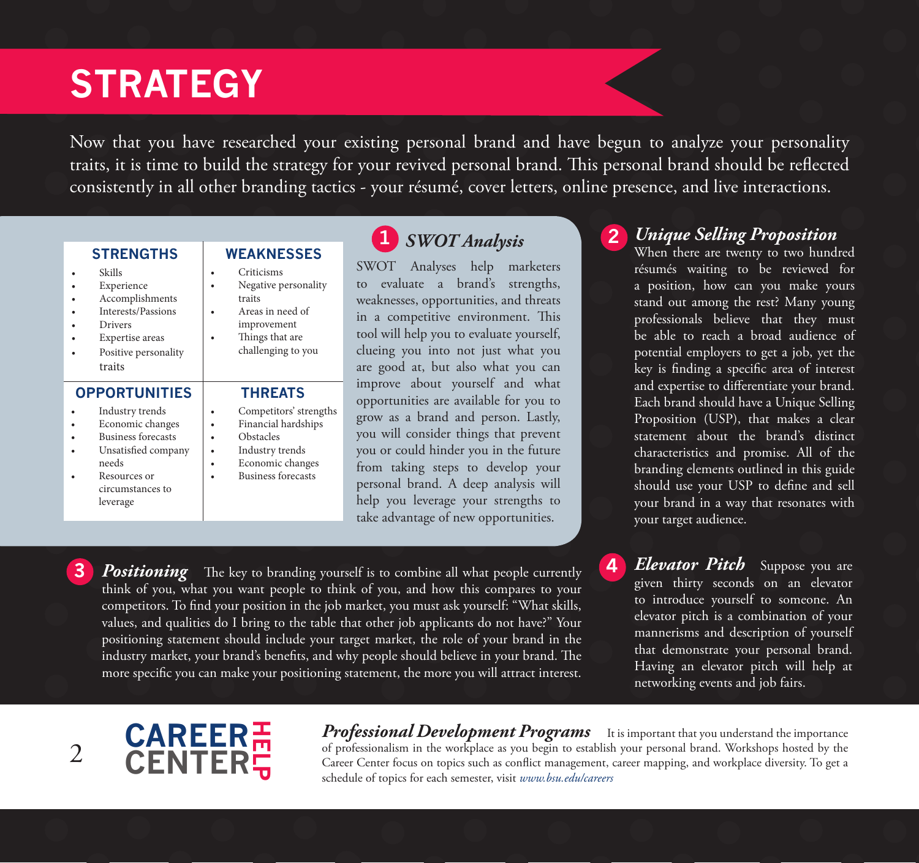# STRATEGY

Now that you have researched your existing personal brand and have begun to analyze your personality traits, it is time to build the strategy for your revived personal brand. This personal brand should be reflected consistently in all other branding tactics - your résumé, cover letters, online presence, and live interactions.

| STRENGTHS | WEAKNESSES |
|---|---|
| • Skills<br>• Experience<br>• Accomplishments<br>• Interests/Passions<br>• Drivers<br>• Expertise areas<br>• Positive personality traits | • Criticisms<br>• Negative personality traits<br>• Areas in need of improvement<br>• Things that are challenging to you |
| **OPPORTUNITIES** | **THREATS** |
| • Industry trends<br>• Economic changes<br>• Business forecasts<br>• Unsatisfied company needs<br>• Resources or circumstances to leverage | • Competitors' strengths<br>• Financial hardships<br>• Obstacles<br>• Industry trends<br>• Economic changes<br>• Business forecasts |

## 1 *SWOT Analysis*

SWOT Analyses help marketers to evaluate a brand's strengths, weaknesses, opportunities, and threats in a competitive environment. This tool will help you to evaluate yourself, clueing you into not just what you are good at, but also what you can improve about yourself and what opportunities are available for you to grow as a brand and person. Lastly, you will consider things that prevent you or could hinder you in the future from taking steps to develop your personal brand. A deep analysis will help you leverage your strengths to take advantage of new opportunities.

## 2 *Unique Selling Proposition*

When there are twenty to two hundred résumés waiting to be reviewed for a position, how can you make yours stand out among the rest? Many young professionals believe that they must be able to reach a broad audience of potential employers to get a job, yet the key is finding a specific area of interest and expertise to differentiate your brand. Each brand should have a Unique Selling Proposition (USP), that makes a clear statement about the brand's distinct characteristics and promise. All of the branding elements outlined in this guide should use your USP to define and sell your brand in a way that resonates with your target audience.

## 3 *Positioning*

The key to branding yourself is to combine all what people currently think of you, what you want people to think of you, and how this compares to your competitors. To find your position in the job market, you must ask yourself: "What skills, values, and qualities do I bring to the table that other job applicants do not have?" Your positioning statement should include your target market, the role of your brand in the industry market, your brand's benefits, and why people should believe in your brand. The more specific you can make your positioning statement, the more you will attract interest.

## 4 *Elevator Pitch*

Suppose you are given thirty seconds on an elevator to introduce yourself to someone. An elevator pitch is a combination of your mannerisms and description of yourself that demonstrate your personal brand. Having an elevator pitch will help at networking events and job fairs.

CAREER CENTER HELP

## *Professional Development Programs*

It is important that you understand the importance of professionalism in the workplace as you begin to establish your personal brand. Workshops hosted by the Career Center focus on topics such as conflict management, career mapping, and workplace diversity. To get a schedule of topics for each semester, visit *www.bsu.edu/careers*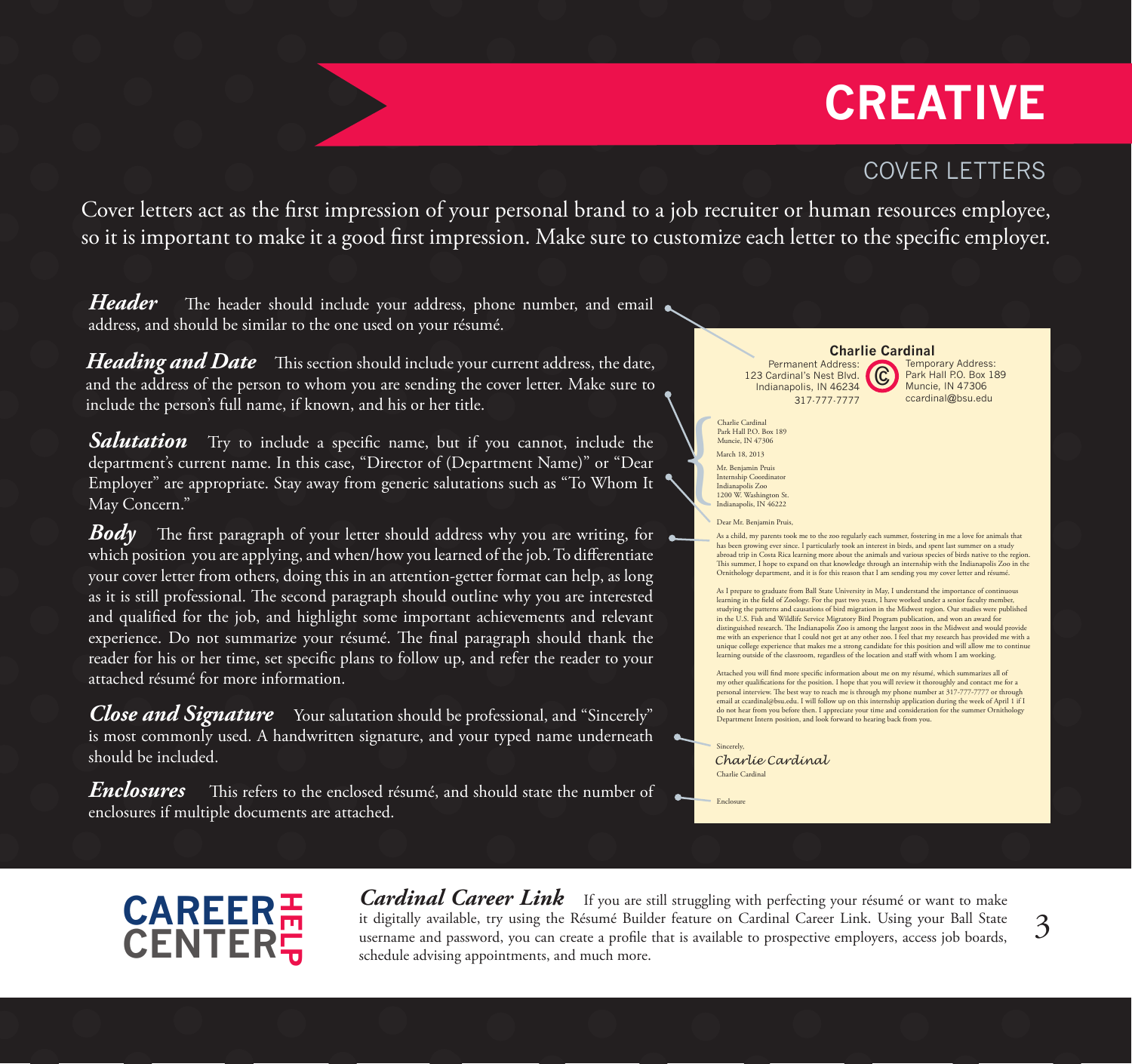# CREATIVE

## COVER LETTERS

Cover letters act as the first impression of your personal brand to a job recruiter or human resources employee, so it is important to make it a good first impression. Make sure to customize each letter to the specific employer.

***Header*** The header should include your address, phone number, and email address, and should be similar to the one used on your résumé.

***Heading and Date*** This section should include your current address, the date, and the address of the person to whom you are sending the cover letter. Make sure to include the person's full name, if known, and his or her title.

***Salutation*** Try to include a specific name, but if you cannot, include the department's current name. In this case, "Director of (Department Name)" or "Dear Employer" are appropriate. Stay away from generic salutations such as "To Whom It May Concern."

***Body*** The first paragraph of your letter should address why you are writing, for which position you are applying, and when/how you learned of the job. To differentiate your cover letter from others, doing this in an attention-getter format can help, as long as it is still professional. The second paragraph should outline why you are interested and qualified for the job, and highlight some important achievements and relevant experience. Do not summarize your résumé. The final paragraph should thank the reader for his or her time, set specific plans to follow up, and refer the reader to your attached résumé for more information.

***Close and Signature*** Your salutation should be professional, and "Sincerely" is most commonly used. A handwritten signature, and your typed name underneath should be included.

***Enclosures*** This refers to the enclosed résumé, and should state the number of enclosures if multiple documents are attached.

---

**Charlie Cardinal**

Permanent Address:
123 Cardinal's Nest Blvd.
Indianapolis, IN 46234
317-777-7777

Temporary Address:
Park Hall P.O. Box 189
Muncie, IN 47306
ccardinal@bsu.edu

Charlie Cardinal
Park Hall P.O. Box 189
Muncie, IN 47306

March 18, 2013

Mr. Benjamin Pruis
Internship Coordinator
Indianapolis Zoo
1200 W. Washington St.
Indianapolis, IN 46222

Dear Mr. Benjamin Pruis,

As a child, my parents took me to the zoo regularly each summer, fostering in me a love for animals that has been growing ever since. I particularly took an interest in birds, and spent last summer on a study abroad trip in Costa Rica learning more about the animals and various species of birds native to the region. This summer, I hope to expand on that knowledge through an internship with the Indianapolis Zoo in the Ornithology department, and it is for this reason that I am sending you my cover letter and résumé.

As I prepare to graduate from Ball State University in May, I understand the importance of continuous learning in the field of Zoology. For the past two years, I have worked under a senior faculty member, studying the patterns and causations of bird migration in the Midwest region. Our studies were published in the U.S. Fish and Wildlife Service Migratory Bird Program publication, and won an award for distinguished research. The Indianapolis Zoo is among the largest zoos in the Midwest and would provide me with an experience that I could not get at any other zoo. I feel that my research has provided me with a unique college experience that makes me a strong candidate for this position and will allow me to continue learning outside of the classroom, regardless of the location and staff with whom I am working.

Attached you will find more specific information about me on my résumé, which summarizes all of my other qualifications for the position. I hope that you will review it thoroughly and contact me for a personal interview. The best way to reach me is through my phone number at 317-777-7777 or through email at ccardinal@bsu.edu. I will follow up on this internship application during the week of April 1 if I do not hear from you before then. I appreciate your time and consideration for the summer Ornithology Department Intern position, and look forward to hearing back from you.

Sincerely,

*Charlie Cardinal*

Charlie Cardinal

Enclosure

---

CAREER CENTER HELP

***Cardinal Career Link*** If you are still struggling with perfecting your résumé or want to make it digitally available, try using the Résumé Builder feature on Cardinal Career Link. Using your Ball State username and password, you can create a profile that is available to prospective employers, access job boards, schedule advising appointments, and much more.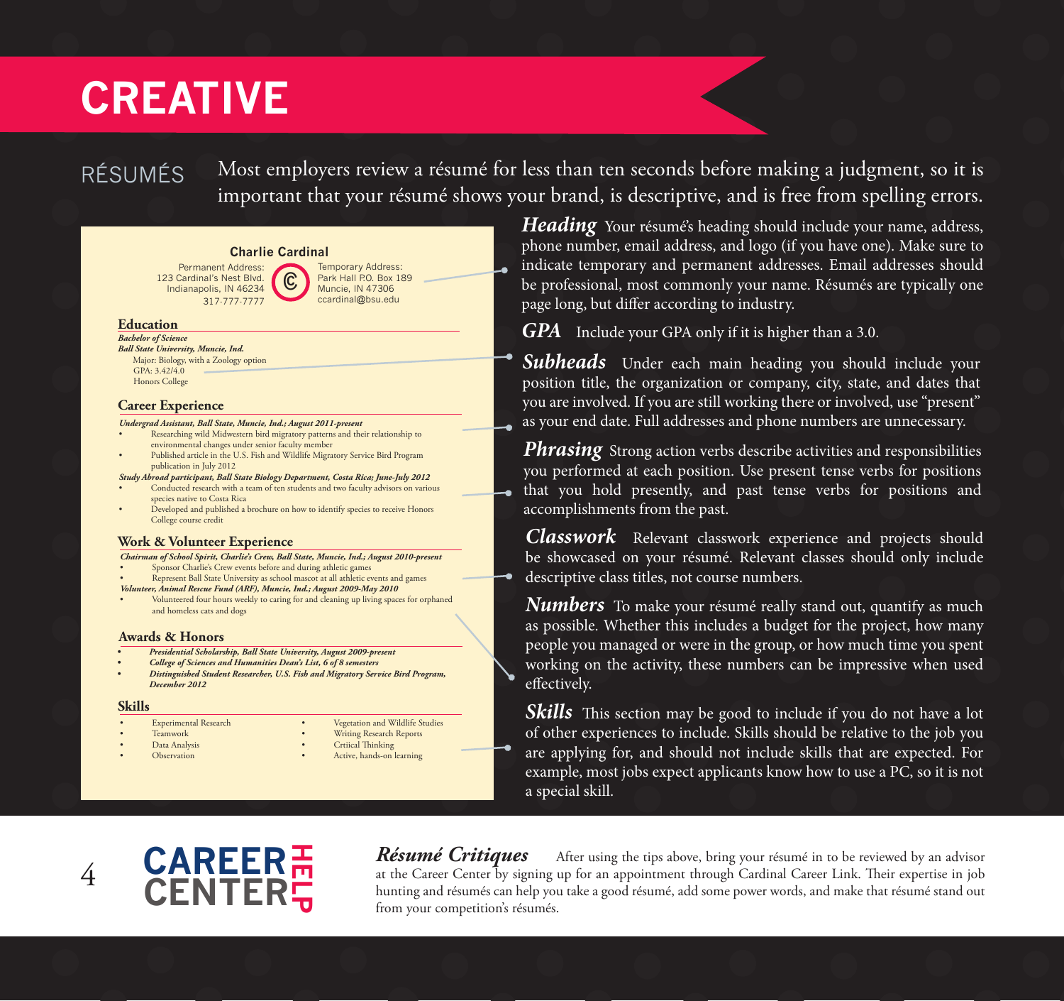# CREATIVE

## RÉSUMÉS

Most employers review a résumé for less than ten seconds before making a judgment, so it is important that your résumé shows your brand, is descriptive, and is free from spelling errors.

**Charlie Cardinal**

Permanent Address:
123 Cardinal's Nest Blvd.
Indianapolis, IN 46234
317-777-7777

Temporary Address:
Park Hall P.O. Box 189
Muncie, IN 47306
ccardinal@bsu.edu

**Education**

***Bachelor of Science***
***Ball State University, Muncie, Ind.***
Major: Biology, with a Zoology option
GPA: 3.42/4.0
Honors College

**Career Experience**

***Undergrad Assistant, Ball State, Muncie, Ind.; August 2011-present***

- Researching wild Midwestern bird migratory patterns and their relationship to environmental changes under senior faculty member
- Published article in the U.S. Fish and Wildlife Migratory Service Bird Program publication in July 2012

***Study Abroad participant, Ball State Biology Department, Costa Rica; June-July 2012***

- Conducted research with a team of ten students and two faculty advisors on various species native to Costa Rica
- Developed and published a brochure on how to identify species to receive Honors College course credit

**Work & Volunteer Experience**

***Chairman of School Spirit, Charlie's Crew, Ball State, Muncie, Ind.; August 2010-present***

- Sponsor Charlie's Crew events before and during athletic games
- Represent Ball State University as school mascot at all athletic events and games

***Volunteer, Animal Rescue Fund (ARF), Muncie, Ind.; August 2009-May 2010***

- Volunteered four hours weekly to caring for and cleaning up living spaces for orphaned and homeless cats and dogs

**Awards & Honors**

- ***Presidential Scholarship, Ball State University, August 2009-present***
- ***College of Sciences and Humanities Dean's List, 6 of 8 semesters***
- ***Distinguished Student Researcher, U.S. Fish and Migratory Service Bird Program, December 2012***

**Skills**

- Experimental Research
- Teamwork
- Data Analysis
- Observation
- Vegetation and Wildlife Studies
- Writing Research Reports
- Crtiical Thinking
- Active, hands-on learning

***Heading*** Your résumé's heading should include your name, address, phone number, email address, and logo (if you have one). Make sure to indicate temporary and permanent addresses. Email addresses should be professional, most commonly your name. Résumés are typically one page long, but differ according to industry.

***GPA*** Include your GPA only if it is higher than a 3.0.

***Subheads*** Under each main heading you should include your position title, the organization or company, city, state, and dates that you are involved. If you are still working there or involved, use "present" as your end date. Full addresses and phone numbers are unnecessary.

***Phrasing*** Strong action verbs describe activities and responsibilities you performed at each position. Use present tense verbs for positions that you hold presently, and past tense verbs for positions and accomplishments from the past.

***Classwork*** Relevant classwork experience and projects should be showcased on your résumé. Relevant classes should only include descriptive class titles, not course numbers.

***Numbers*** To make your résumé really stand out, quantify as much as possible. Whether this includes a budget for the project, how many people you managed or were in the group, or how much time you spent working on the activity, these numbers can be impressive when used effectively.

***Skills*** This section may be good to include if you do not have a lot of other experiences to include. Skills should be relative to the job you are applying for, and should not include skills that are expected. For example, most jobs expect applicants know how to use a PC, so it is not a special skill.

CAREER CENTER HELP

***Résumé Critiques*** After using the tips above, bring your résumé in to be reviewed by an advisor at the Career Center by signing up for an appointment through Cardinal Career Link. Their expertise in job hunting and résumés can help you take a good résumé, add some power words, and make that résumé stand out from your competition's résumés.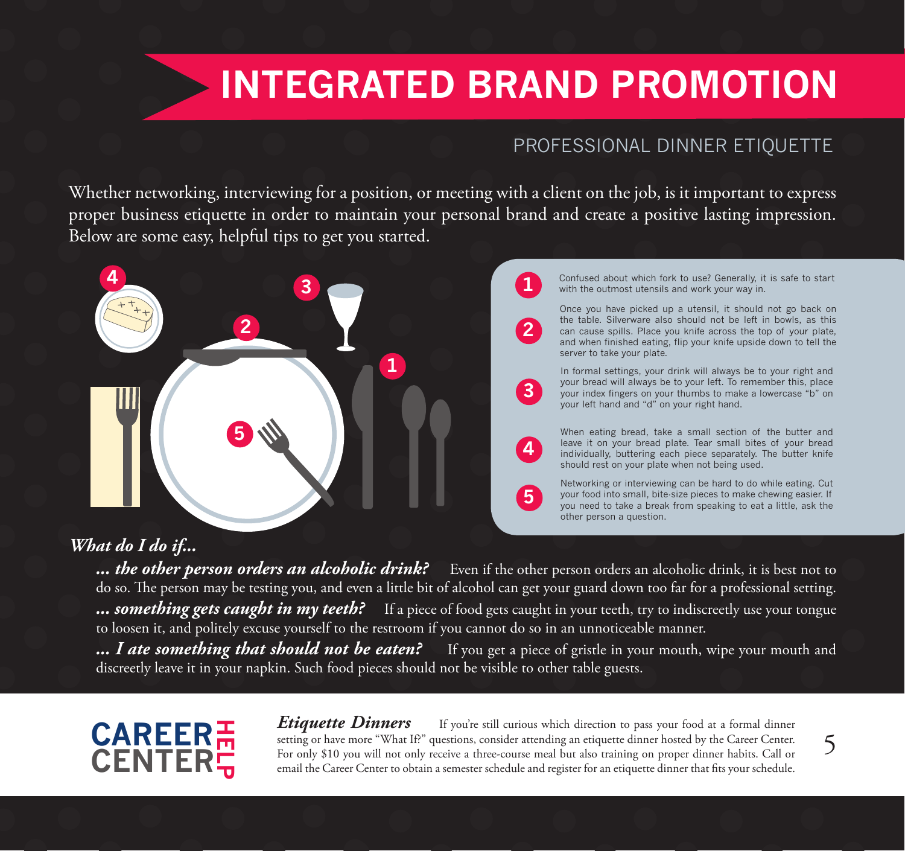# INTEGRATED BRAND PROMOTION

## PROFESSIONAL DINNER ETIQUETTE

Whether networking, interviewing for a position, or meeting with a client on the job, is it important to express proper business etiquette in order to maintain your personal brand and create a positive lasting impression. Below are some easy, helpful tips to get you started.

1. Confused about which fork to use? Generally, it is safe to start with the outmost utensils and work your way in.
2. Once you have picked up a utensil, it should not go back on the table. Silverware also should not be left in bowls, as this can cause spills. Place you knife across the top of your plate, and when finished eating, flip your knife upside down to tell the server to take your plate.
3. In formal settings, your drink will always be to your right and your bread will always be to your left. To remember this, place your index fingers on your thumbs to make a lowercase "b" on your left hand and "d" on your right hand.
4. When eating bread, take a small section of the butter and leave it on your bread plate. Tear small bites of your bread individually, buttering each piece separately. The butter knife should rest on your plate when not being used.
5. Networking or interviewing can be hard to do while eating. Cut your food into small, bite-size pieces to make chewing easier. If you need to take a break from speaking to eat a little, ask the other person a question.

### *What do I do if...*

***... the other person orders an alcoholic drink?*** Even if the other person orders an alcoholic drink, it is best not to do so. The person may be testing you, and even a little bit of alcohol can get your guard down too far for a professional setting.

***... something gets caught in my teeth?*** If a piece of food gets caught in your teeth, try to indiscreetly use your tongue to loosen it, and politely excuse yourself to the restroom if you cannot do so in an unnoticeable manner.

***... I ate something that should not be eaten?*** If you get a piece of gristle in your mouth, wipe your mouth and discreetly leave it in your napkin. Such food pieces should not be visible to other table guests.

CAREER CENTER HELP

***Etiquette Dinners*** If you're still curious which direction to pass your food at a formal dinner setting or have more "What If?" questions, consider attending an etiquette dinner hosted by the Career Center. For only $10 you will not only receive a three-course meal but also training on proper dinner habits. Call or email the Career Center to obtain a semester schedule and register for an etiquette dinner that fits your schedule.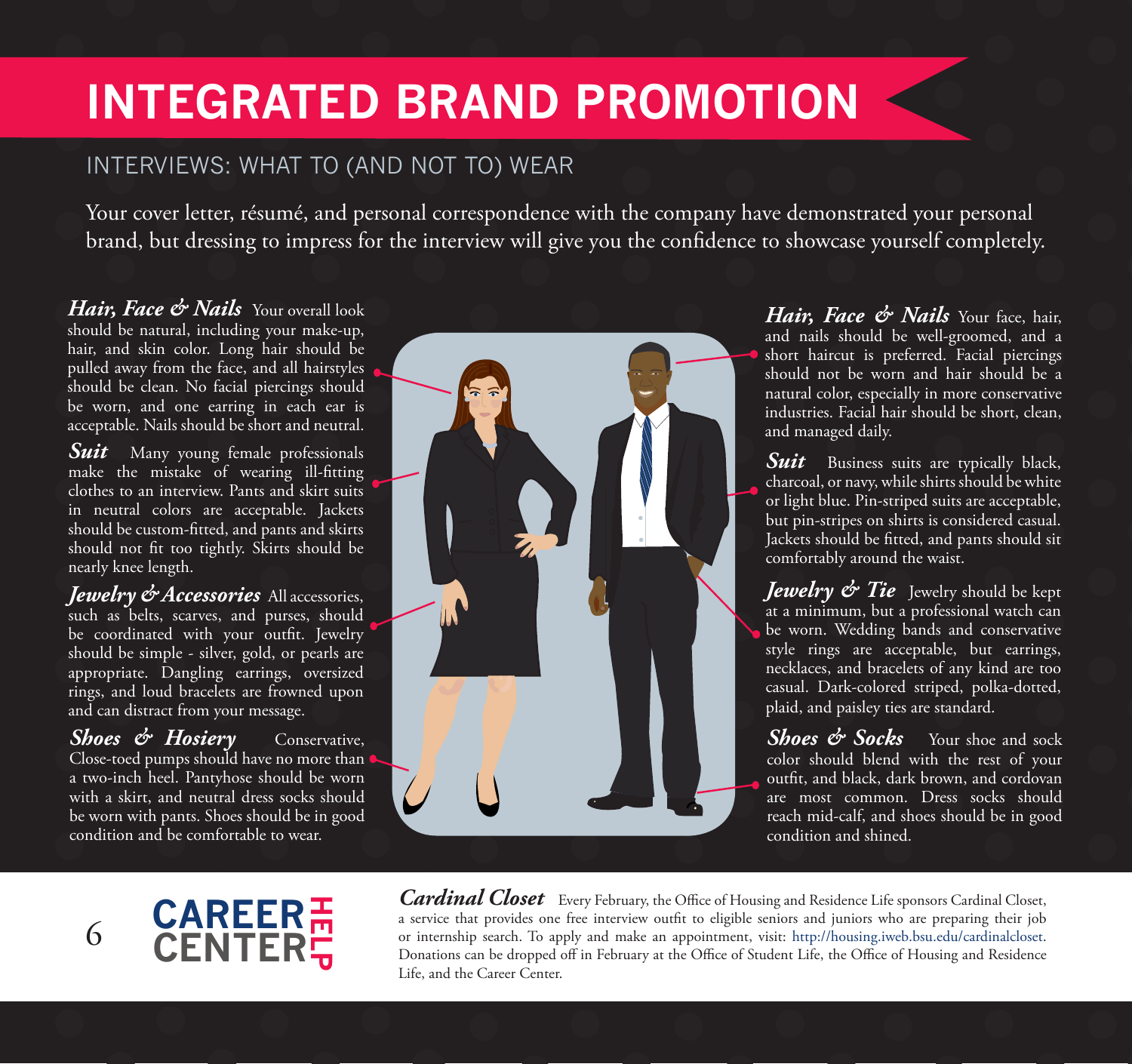# INTEGRATED BRAND PROMOTION

## INTERVIEWS: WHAT TO (AND NOT TO) WEAR

Your cover letter, résumé, and personal correspondence with the company have demonstrated your personal brand, but dressing to impress for the interview will give you the confidence to showcase yourself completely.

***Hair, Face & Nails*** Your overall look should be natural, including your make-up, hair, and skin color. Long hair should be pulled away from the face, and all hairstyles should be clean. No facial piercings should be worn, and one earring in each ear is acceptable. Nails should be short and neutral.

***Suit*** Many young female professionals make the mistake of wearing ill-fitting clothes to an interview. Pants and skirt suits in neutral colors are acceptable. Jackets should be custom-fitted, and pants and skirts should not fit too tightly. Skirts should be nearly knee length.

***Jewelry & Accessories*** All accessories, such as belts, scarves, and purses, should be coordinated with your outfit. Jewelry should be simple - silver, gold, or pearls are appropriate. Dangling earrings, oversized rings, and loud bracelets are frowned upon and can distract from your message.

***Shoes & Hosiery*** Conservative, Close-toed pumps should have no more than a two-inch heel. Pantyhose should be worn with a skirt, and neutral dress socks should be worn with pants. Shoes should be in good condition and be comfortable to wear.

***Hair, Face & Nails*** Your face, hair, and nails should be well-groomed, and a short haircut is preferred. Facial piercings should not be worn and hair should be a natural color, especially in more conservative industries. Facial hair should be short, clean, and managed daily.

***Suit*** Business suits are typically black, charcoal, or navy, while shirts should be white or light blue. Pin-striped suits are acceptable, but pin-stripes on shirts is considered casual. Jackets should be fitted, and pants should sit comfortably around the waist.

***Jewelry & Tie*** Jewelry should be kept at a minimum, but a professional watch can be worn. Wedding bands and conservative style rings are acceptable, but earrings, necklaces, and bracelets of any kind are too casual. Dark-colored striped, polka-dotted, plaid, and paisley ties are standard.

***Shoes & Socks*** Your shoe and sock color should blend with the rest of your outfit, and black, dark brown, and cordovan are most common. Dress socks should reach mid-calf, and shoes should be in good condition and shined.

CAREER CENTER HELP

***Cardinal Closet*** Every February, the Office of Housing and Residence Life sponsors Cardinal Closet, a service that provides one free interview outfit to eligible seniors and juniors who are preparing their job or internship search. To apply and make an appointment, visit: http://housing.iweb.bsu.edu/cardinalcloset. Donations can be dropped off in February at the Office of Student Life, the Office of Housing and Residence Life, and the Career Center.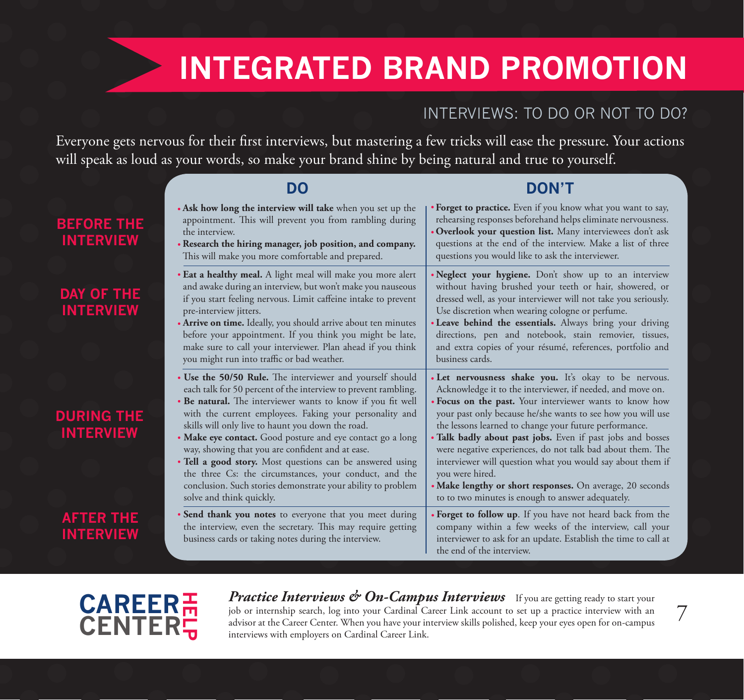# INTEGRATED BRAND PROMOTION

## INTERVIEWS: TO DO OR NOT TO DO?

Everyone gets nervous for their first interviews, but mastering a few tricks will ease the pressure. Your actions will speak as loud as your words, so make your brand shine by being natural and true to yourself.

| | DO | DON'T |
|---|---|---|
| **BEFORE THE INTERVIEW** | • **Ask how long the interview will take** when you set up the appointment. This will prevent you from rambling during the interview.<br>• **Research the hiring manager, job position, and company.** This will make you more comfortable and prepared. | • **Forget to practice.** Even if you know what you want to say, rehearsing responses beforehand helps eliminate nervousness.<br>• **Overlook your question list.** Many interviewees don't ask questions at the end of the interview. Make a list of three questions you would like to ask the interviewer. |
| **DAY OF THE INTERVIEW** | • **Eat a healthy meal.** A light meal will make you more alert and awake during an interview, but won't make you nauseous if you start feeling nervous. Limit caffeine intake to prevent pre-interview jitters.<br>• **Arrive on time.** Ideally, you should arrive about ten minutes before your appointment. If you think you might be late, make sure to call your interviewer. Plan ahead if you think you might run into traffic or bad weather. | • **Neglect your hygiene.** Don't show up to an interview without having brushed your teeth or hair, showered, or dressed well, as your interviewer will not take you seriously. Use discretion when wearing cologne or perfume.<br>• **Leave behind the essentials.** Always bring your driving directions, pen and notebook, stain remover, tissues, and extra copies of your résumé, references, portfolio and business cards. |
| **DURING THE INTERVIEW** | • **Use the 50/50 Rule.** The interviewer and yourself should each talk for 50 percent of the interview to prevent rambling.<br>• **Be natural.** The interviewer wants to know if you fit well with the current employees. Faking your personality and skills will only live to haunt you down the road.<br>• **Make eye contact.** Good posture and eye contact go a long way, showing that you are confident and at ease.<br>• **Tell a good story.** Most questions can be answered using the three Cs: the circumstances, your conduct, and the conclusion. Such stories demonstrate your ability to problem solve and think quickly. | • **Let nervousness shake you.** It's okay to be nervous. Acknowledge it to the interviewer, if needed, and move on.<br>• **Focus on the past.** Your interviewer wants to know how your past only because he/she wants to see how you will use the lessons learned to change your future performance.<br>• **Talk badly about past jobs.** Even if past jobs and bosses were negative experiences, do not talk bad about them. The interviewer will question what you would say about them if you were hired.<br>• **Make lengthy or short responses.** On average, 20 seconds to to two minutes is enough to answer adequately. |
| **AFTER THE INTERVIEW** | • **Send thank you notes** to everyone that you meet during the interview, even the secretary. This may require getting business cards or taking notes during the interview. | • **Forget to follow up**. If you have not heard back from the company within a few weeks of the interview, call your interviewer to ask for an update. Establish the time to call at the end of the interview. |

CAREER CENTER HELP

***Practice Interviews & On-Campus Interviews*** If you are getting ready to start your job or internship search, log into your Cardinal Career Link account to set up a practice interview with an advisor at the Career Center. When you have your interview skills polished, keep your eyes open for on-campus interviews with employers on Cardinal Career Link.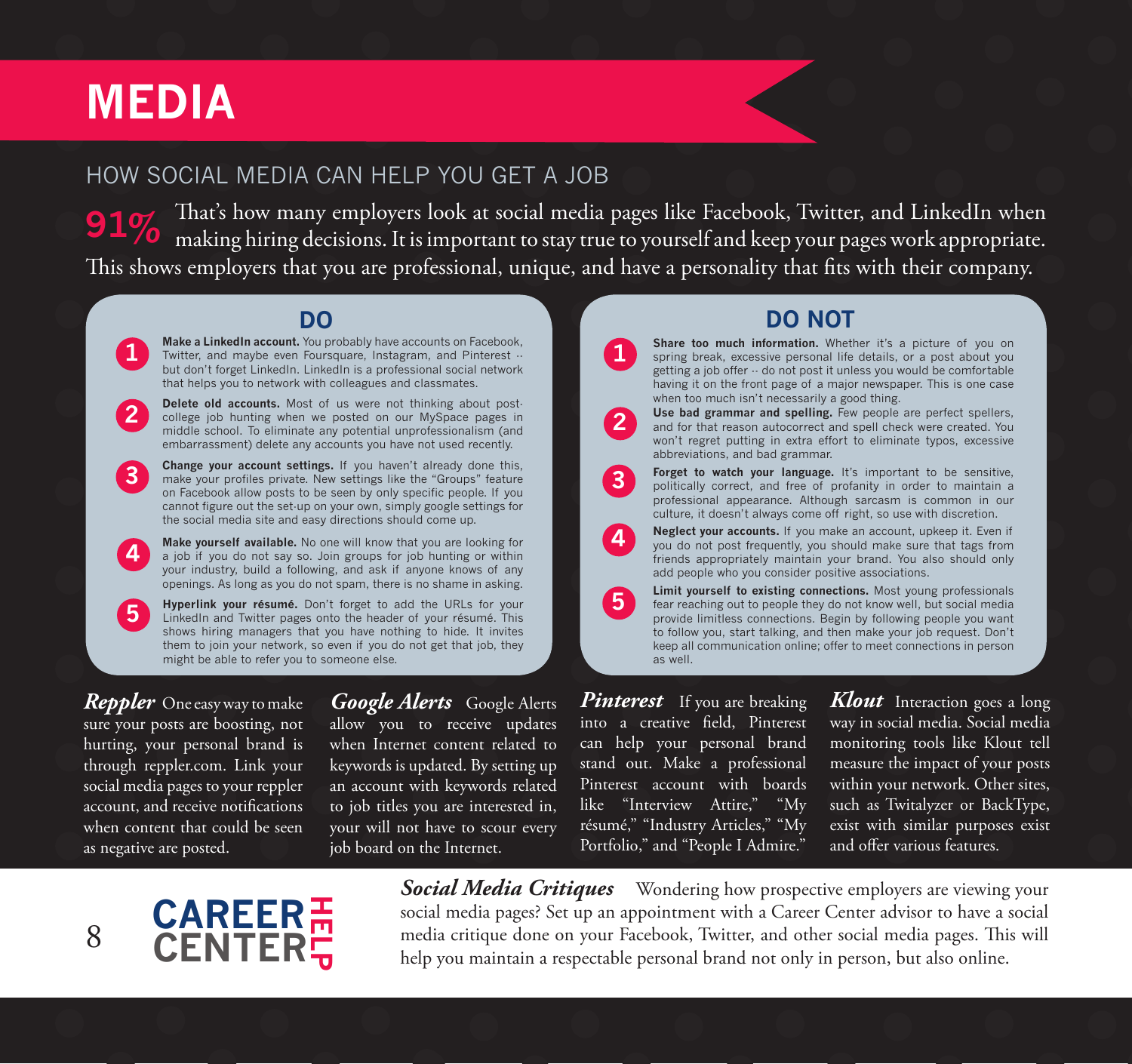# MEDIA

## HOW SOCIAL MEDIA CAN HELP YOU GET A JOB

**91%** That's how many employers look at social media pages like Facebook, Twitter, and LinkedIn when making hiring decisions. It is important to stay true to yourself and keep your pages work appropriate. This shows employers that you are professional, unique, and have a personality that fits with their company.

### DO

1. **Make a LinkedIn account.** You probably have accounts on Facebook, Twitter, and maybe even Foursquare, Instagram, and Pinterest -- but don't forget LinkedIn. LinkedIn is a professional social network that helps you to network with colleagues and classmates.
2. **Delete old accounts.** Most of us were not thinking about post-college job hunting when we posted on our MySpace pages in middle school. To eliminate any potential unprofessionalism (and embarrassment) delete any accounts you have not used recently.
3. **Change your account settings.** If you haven't already done this, make your profiles private. New settings like the "Groups" feature on Facebook allow posts to be seen by only specific people. If you cannot figure out the set-up on your own, simply google settings for the social media site and easy directions should come up.
4. **Make yourself available.** No one will know that you are looking for a job if you do not say so. Join groups for job hunting or within your industry, build a following, and ask if anyone knows of any openings. As long as you do not spam, there is no shame in asking.
5. **Hyperlink your résumé.** Don't forget to add the URLs for your LinkedIn and Twitter pages onto the header of your résumé. This shows hiring managers that you have nothing to hide. It invites them to join your network, so even if you do not get that job, they might be able to refer you to someone else.

### DO NOT

1. **Share too much information.** Whether it's a picture of you on spring break, excessive personal life details, or a post about you getting a job offer -- do not post it unless you would be comfortable having it on the front page of a major newspaper. This is one case when too much isn't necessarily a good thing.
2. **Use bad grammar and spelling.** Few people are perfect spellers, and for that reason autocorrect and spell check were created. You won't regret putting in extra effort to eliminate typos, excessive abbreviations, and bad grammar.
3. **Forget to watch your language.** It's important to be sensitive, politically correct, and free of profanity in order to maintain a professional appearance. Although sarcasm is common in our culture, it doesn't always come off right, so use with discretion.
4. **Neglect your accounts.** If you make an account, upkeep it. Even if you do not post frequently, you should make sure that tags from friends appropriately maintain your brand. You also should only add people who you consider positive associations.
5. **Limit yourself to existing connections.** Most young professionals fear reaching out to people they do not know well, but social media provide limitless connections. Begin by following people you want to follow you, start talking, and then make your job request. Don't keep all communication online; offer to meet connections in person as well.

***Reppler*** One easy way to make sure your posts are boosting, not hurting, your personal brand is through reppler.com. Link your social media pages to your reppler account, and receive notifications when content that could be seen as negative are posted.

***Google Alerts*** Google Alerts allow you to receive updates when Internet content related to keywords is updated. By setting up an account with keywords related to job titles you are interested in, your will not have to scour every job board on the Internet.

***Pinterest*** If you are breaking into a creative field, Pinterest can help your personal brand stand out. Make a professional Pinterest account with boards like "Interview Attire," "My résumé," "Industry Articles," "My Portfolio," and "People I Admire."

***Klout*** Interaction goes a long way in social media. Social media monitoring tools like Klout tell measure the impact of your posts within your network. Other sites, such as Twitalyzer or BackType, exist with similar purposes exist and offer various features.

CAREER CENTER HELP

***Social Media Critiques*** Wondering how prospective employers are viewing your social media pages? Set up an appointment with a Career Center advisor to have a social media critique done on your Facebook, Twitter, and other social media pages. This will help you maintain a respectable personal brand not only in person, but also online.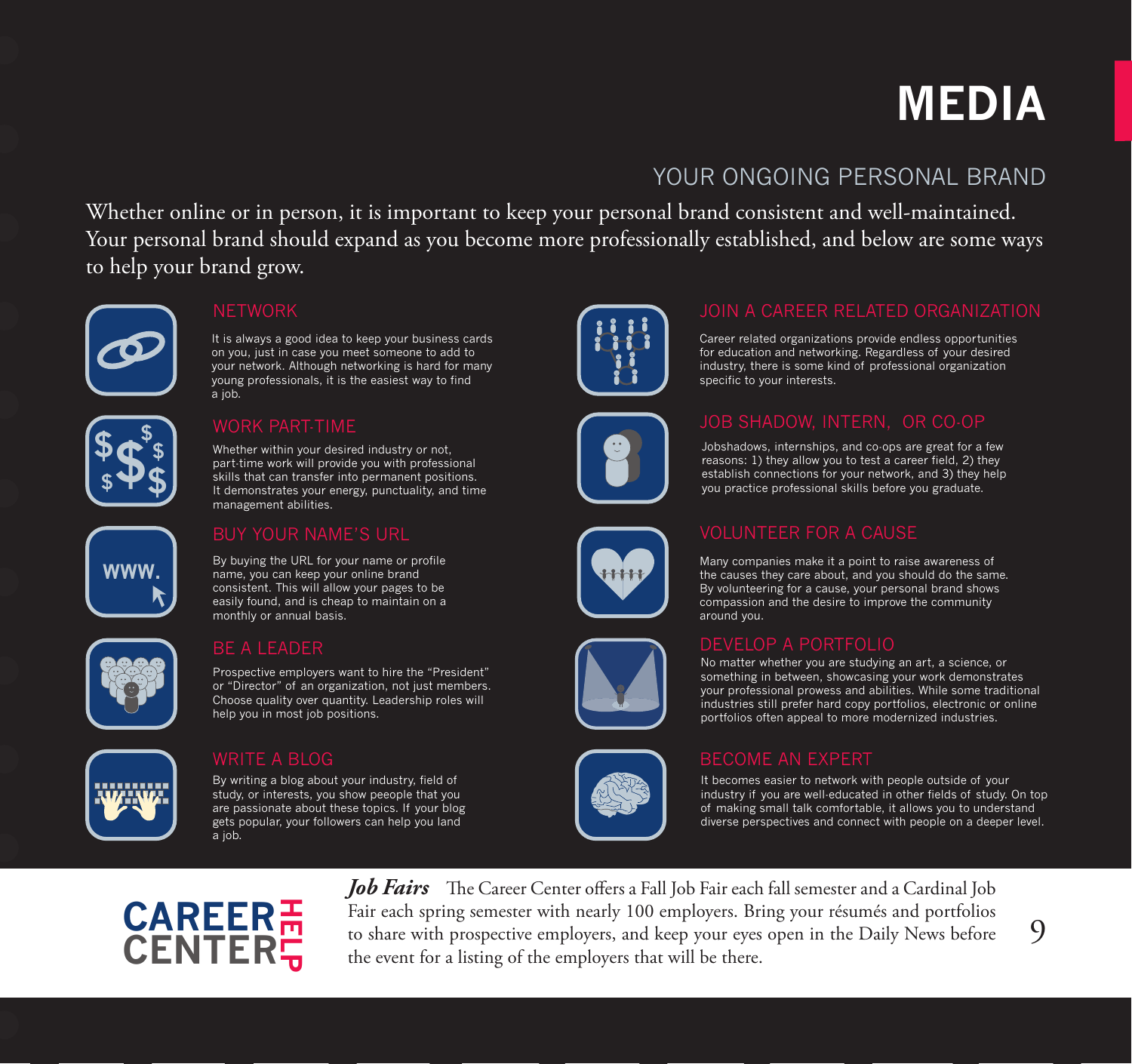# MEDIA

## YOUR ONGOING PERSONAL BRAND

Whether online or in person, it is important to keep your personal brand consistent and well-maintained. Your personal brand should expand as you become more professionally established, and below are some ways to help your brand grow.

### NETWORK

It is always a good idea to keep your business cards on you, just in case you meet someone to add to your network. Although networking is hard for many young professionals, it is the easiest way to find a job.

### WORK PART-TIME

Whether within your desired industry or not, part-time work will provide you with professional skills that can transfer into permanent positions. It demonstrates your energy, punctuality, and time management abilities.

### BUY YOUR NAME'S URL

By buying the URL for your name or profile name, you can keep your online brand consistent. This will allow your pages to be easily found, and is cheap to maintain on a monthly or annual basis.

### BE A LEADER

Prospective employers want to hire the "President" or "Director" of an organization, not just members. Choose quality over quantity. Leadership roles will help you in most job positions.

### WRITE A BLOG

By writing a blog about your industry, field of study, or interests, you show peeople that you are passionate about these topics. If your blog gets popular, your followers can help you land a job.

### JOIN A CAREER RELATED ORGANIZATION

Career related organizations provide endless opportunities for education and networking. Regardless of your desired industry, there is some kind of professional organization specific to your interests.

### JOB SHADOW, INTERN, OR CO-OP

Jobshadows, internships, and co-ops are great for a few reasons: 1) they allow you to test a career field, 2) they establish connections for your network, and 3) they help you practice professional skills before you graduate.

### VOLUNTEER FOR A CAUSE

Many companies make it a point to raise awareness of the causes they care about, and you should do the same. By volunteering for a cause, your personal brand shows compassion and the desire to improve the community around you.

### DEVELOP A PORTFOLIO

No matter whether you are studying an art, a science, or something in between, showcasing your work demonstrates your professional prowess and abilities. While some traditional industries still prefer hard copy portfolios, electronic or online portfolios often appeal to more modernized industries.

### BECOME AN EXPERT

It becomes easier to network with people outside of your industry if you are well-educated in other fields of study. On top of making small talk comfortable, it allows you to understand diverse perspectives and connect with people on a deeper level.

CAREER CENTER HELP

***Job Fairs*** The Career Center offers a Fall Job Fair each fall semester and a Cardinal Job Fair each spring semester with nearly 100 employers. Bring your résumés and portfolios to share with prospective employers, and keep your eyes open in the Daily News before the event for a listing of the employers that will be there.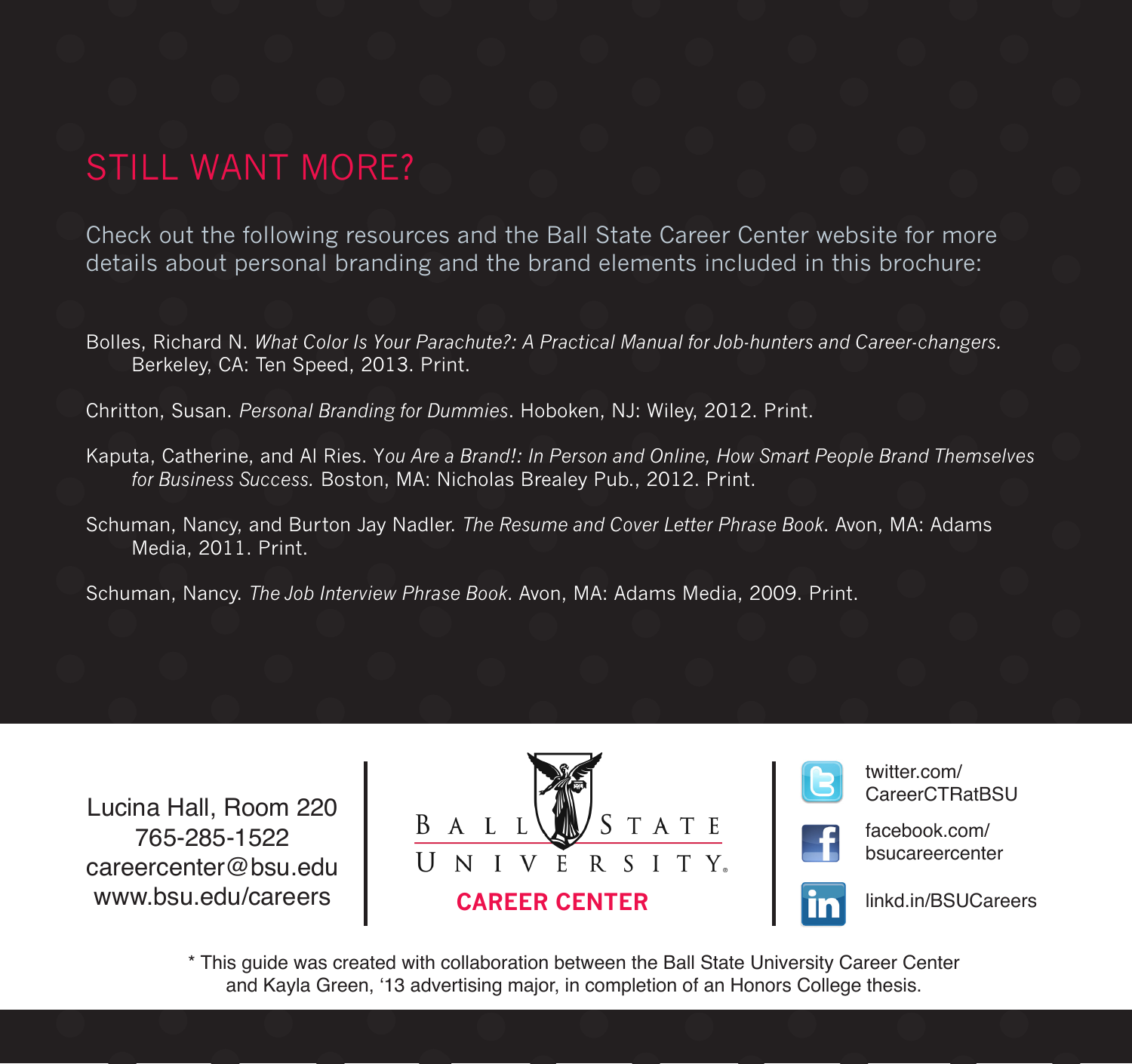## STILL WANT MORE?

Check out the following resources and the Ball State Career Center website for more details about personal branding and the brand elements included in this brochure:

Bolles, Richard N. *What Color Is Your Parachute?: A Practical Manual for Job-hunters and Career-changers.* Berkeley, CA: Ten Speed, 2013. Print.

Chritton, Susan. *Personal Branding for Dummies*. Hoboken, NJ: Wiley, 2012. Print.

Kaputa, Catherine, and Al Ries. *You Are a Brand!: In Person and Online, How Smart People Brand Themselves for Business Success.* Boston, MA: Nicholas Brealey Pub., 2012. Print.

Schuman, Nancy, and Burton Jay Nadler. *The Resume and Cover Letter Phrase Book*. Avon, MA: Adams Media, 2011. Print.

Schuman, Nancy. *The Job Interview Phrase Book*. Avon, MA: Adams Media, 2009. Print.

Lucina Hall, Room 220
765-285-1522
careercenter@bsu.edu
www.bsu.edu/careers

BALL STATE UNIVERSITY
CAREER CENTER

twitter.com/CareerCTRatBSU
facebook.com/bsucareercenter
linkd.in/BSUCareers

* This guide was created with collaboration between the Ball State University Career Center and Kayla Green, '13 advertising major, in completion of an Honors College thesis.